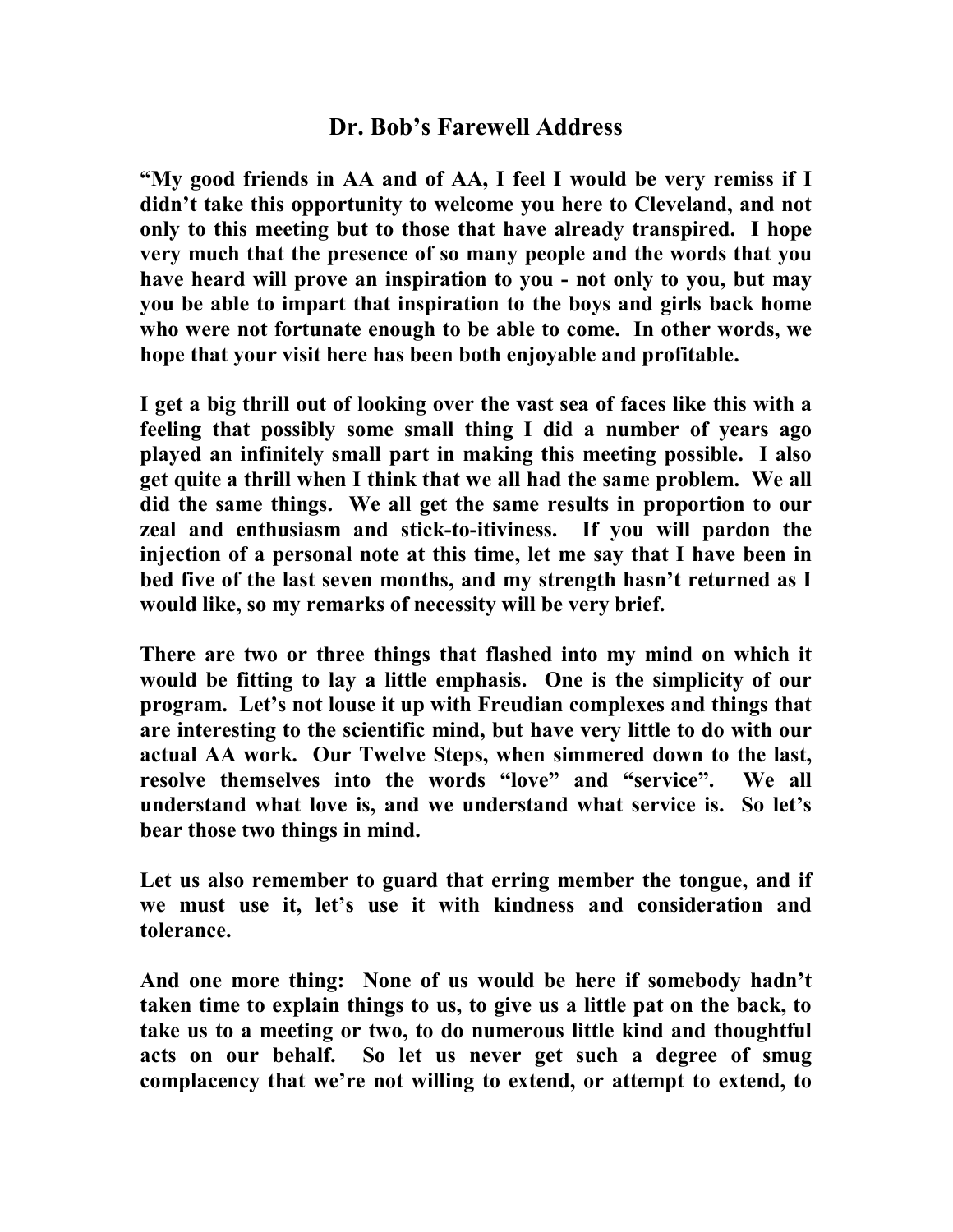# Dr. Bob's Farewell Address

**"My good friends in AA and of AA, I feel I would be very remiss if I didn't take this opportunity to welcome you here to Cleveland, and not only to this meeting but to those that have already transpired. I hope very much that the presence of so many people and the words that you have heard will prove an inspiration to you - not only to you, but may you be able to impart that inspiration to the boys and girls back home who were not fortunate enough to be able to come. In other words, we hope that your visit here has been both enjoyable and profitable.**

**I get a big thrill out of looking over the vast sea of faces like this with a feeling that possibly some small thing I did a number of years ago played an infinitely small part in making this meeting possible. I also get quite a thrill when I think that we all had the same problem. We all did the same things. We all get the same results in proportion to our zeal and enthusiasm and stick-to-itiviness. If you will pardon the injection of a personal note at this time, let me say that I have been in bed five of the last seven months, and my strength hasn't returned as I would like, so my remarks of necessity will be very brief.**

**There are two or three things that flashed into my mind on which it would be fitting to lay a little emphasis. One is the simplicity of our program. Let's not louse it up with Freudian complexes and things that are interesting to the scientific mind, but have very little to do with our actual AA work. Our Twelve Steps, when simmered down to the last, resolve themselves into the words "love" and "service". We all understand what love is, and we understand what service is. So let's bear those two things in mind.**

**Let us also remember to guard that erring member the tongue, and if we must use it, let's use it with kindness and consideration and tolerance.**

**And one more thing: None of us would be here if somebody hadn't taken time to explain things to us, to give us a little pat on the back, to take us to a meeting or two, to do numerous little kind and thoughtful acts on our behalf. So let us never get such a degree of smug complacency that we're not willing to extend, or attempt to extend, to**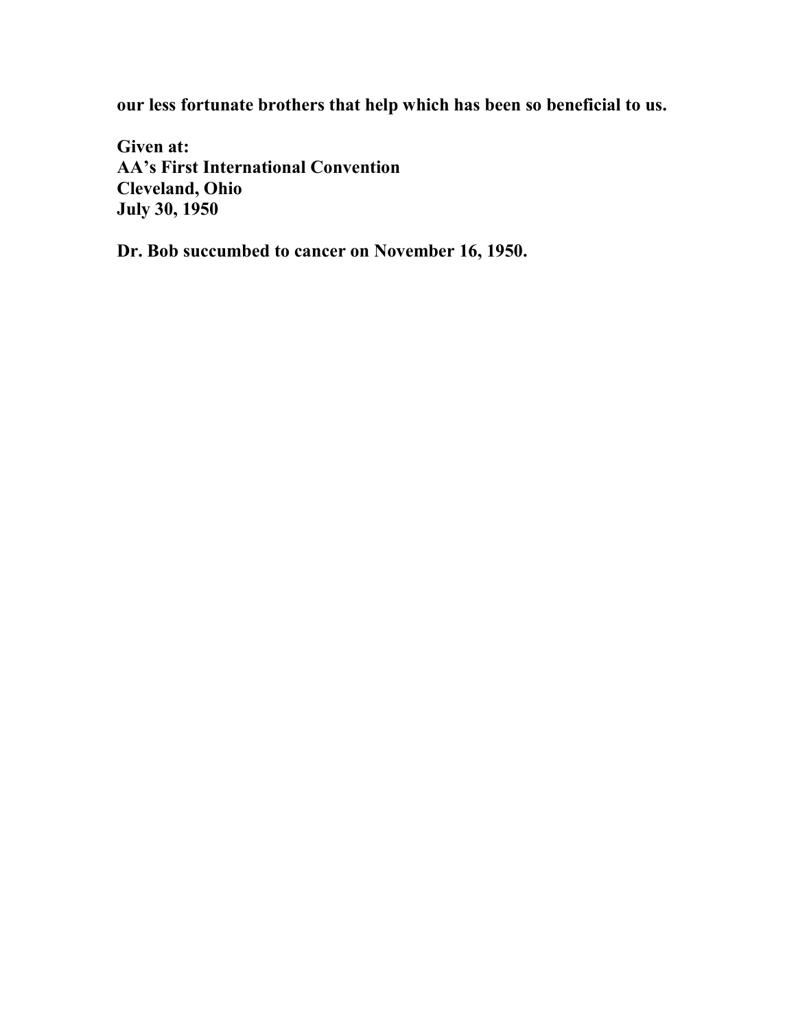**our less fortunate brothers that help which has been so beneficial to us.**

**Given at:**
**AA's First International Convention**
**Cleveland, Ohio**
**July 30, 1950**

**Dr. Bob succumbed to cancer on November 16, 1950.**